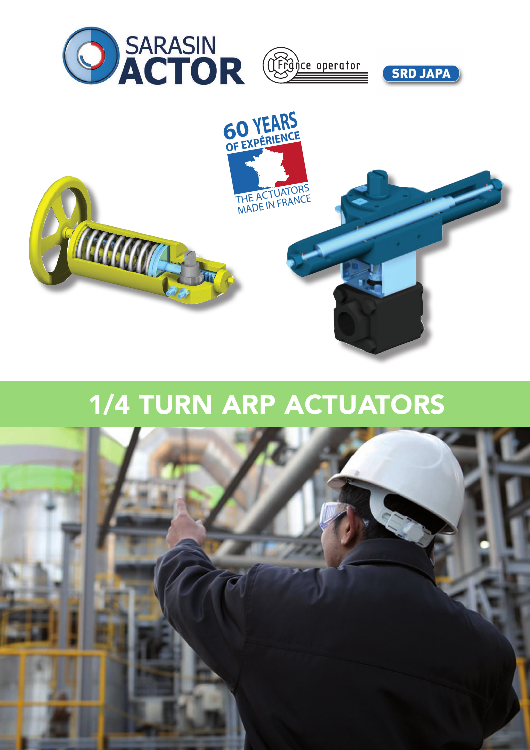SARASIN ACTOR

France operator

SRD JAPA

60 YEARS OF EXPÉRIENCE

THE ACTUATORS MADE IN FRANCE

# 1/4 TURN ARP ACTUATORS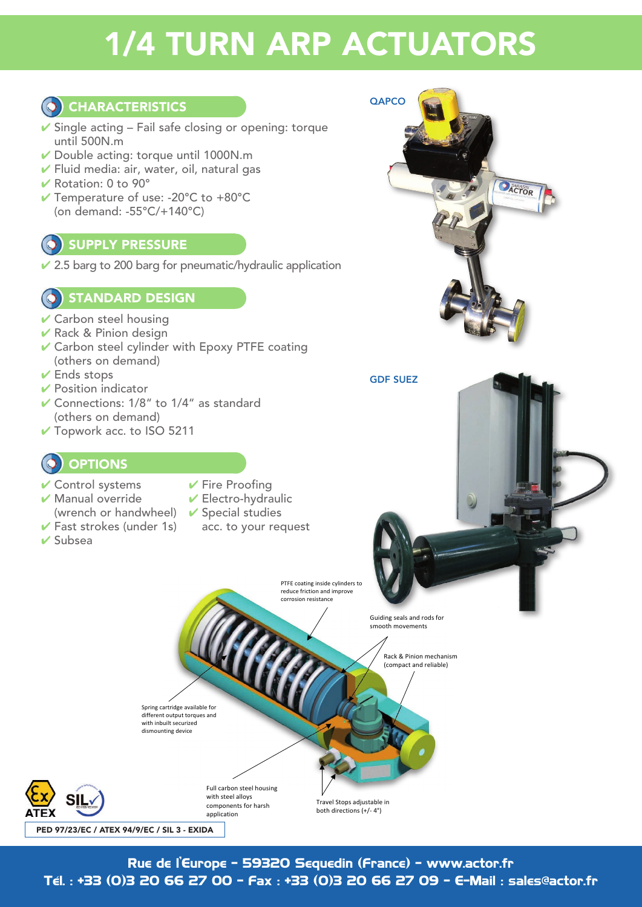# 1/4 TURN ARP ACTUATORS

## CHARACTERISTICS

- Single acting – Fail safe closing or opening: torque until 500N.m
- Double acting: torque until 1000N.m
- Fluid media: air, water, oil, natural gas
- Rotation: 0 to 90°
- Temperature of use: -20°C to +80°C (on demand: -55°C/+140°C)

## SUPPLY PRESSURE

- 2.5 barg to 200 barg for pneumatic/hydraulic application

## STANDARD DESIGN

- Carbon steel housing
- Rack & Pinion design
- Carbon steel cylinder with Epoxy PTFE coating (others on demand)
- Ends stops
- Position indicator
- Connections: 1/8" to 1/4" as standard (others on demand)
- Topwork acc. to ISO 5211

## OPTIONS

- Control systems
- Manual override (wrench or handwheel)
- Fast strokes (under 1s)
- Subsea
- Fire Proofing
- Electro-hydraulic
- Special studies acc. to your request

QAPCO

GDF SUEZ

PTFE coating inside cylinders to reduce friction and improve corrosion resistance

Guiding seals and rods for smooth movements

Rack & Pinion mechanism (compact and reliable)

Spring cartridge available for different output torques and with inbuilt securized dismounting device

Full carbon steel housing with steel alloys components for harsh application

Travel Stops adjustable in both directions (+/- 4°)

ATEX SIL

**PED 97/23/EC / ATEX 94/9/EC / SIL 3 - EXIDA**

**Rue de l'Europe - 59320 Sequedin (France) - www.actor.fr**
**Tél. : +33 (0)3 20 66 27 00 - Fax : +33 (0)3 20 66 27 09 - E-Mail : sales@actor.fr**